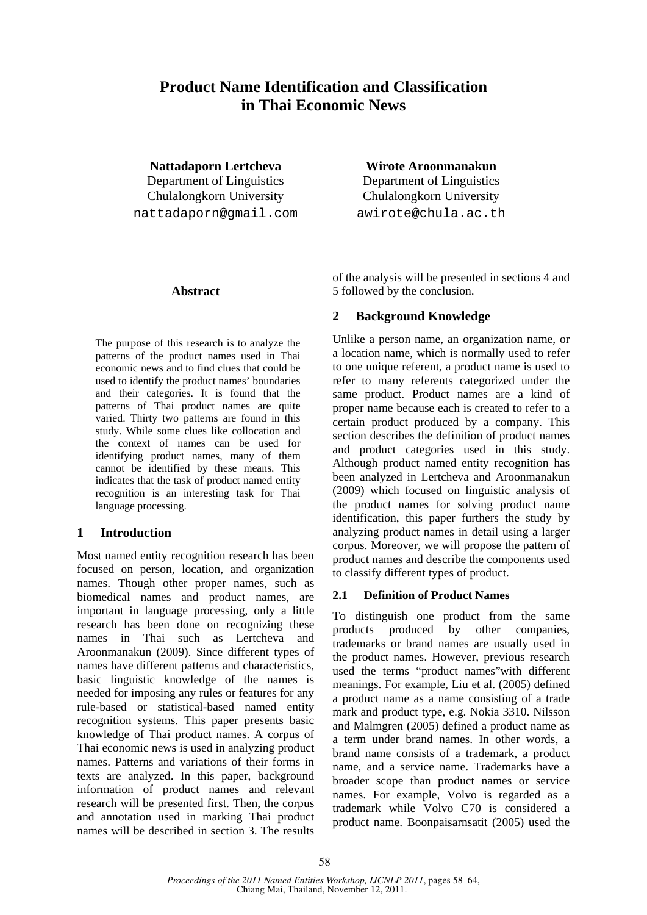# Product Name Identification and Classification in Thai Economic News

**Nattadaporn Lertcheva**
Department of Linguistics
Chulalongkorn University
nattadaporn@gmail.com

**Wirote Aroonmanakun**
Department of Linguistics
Chulalongkorn University
awirote@chula.ac.th

## Abstract

The purpose of this research is to analyze the patterns of the product names used in Thai economic news and to find clues that could be used to identify the product names' boundaries and their categories. It is found that the patterns of Thai product names are quite varied. Thirty two patterns are found in this study. While some clues like collocation and the context of names can be used for identifying product names, many of them cannot be identified by these means. This indicates that the task of product named entity recognition is an interesting task for Thai language processing.

## 1 Introduction

Most named entity recognition research has been focused on person, location, and organization names. Though other proper names, such as biomedical names and product names, are important in language processing, only a little research has been done on recognizing these names in Thai such as Lertcheva and Aroonmanakun (2009). Since different types of names have different patterns and characteristics, basic linguistic knowledge of the names is needed for imposing any rules or features for any rule-based or statistical-based named entity recognition systems. This paper presents basic knowledge of Thai product names. A corpus of Thai economic news is used in analyzing product names. Patterns and variations of their forms in texts are analyzed. In this paper, background information of product names and relevant research will be presented first. Then, the corpus and annotation used in marking Thai product names will be described in section 3. The results of the analysis will be presented in sections 4 and 5 followed by the conclusion.

## 2 Background Knowledge

Unlike a person name, an organization name, or a location name, which is normally used to refer to one unique referent, a product name is used to refer to many referents categorized under the same product. Product names are a kind of proper name because each is created to refer to a certain product produced by a company. This section describes the definition of product names and product categories used in this study. Although product named entity recognition has been analyzed in Lertcheva and Aroonmanakun (2009) which focused on linguistic analysis of the product names for solving product name identification, this paper furthers the study by analyzing product names in detail using a larger corpus. Moreover, we will propose the pattern of product names and describe the components used to classify different types of product.

### 2.1 Definition of Product Names

To distinguish one product from the same products produced by other companies, trademarks or brand names are usually used in the product names. However, previous research used the terms "product names"with different meanings. For example, Liu et al. (2005) defined a product name as a name consisting of a trade mark and product type, e.g. Nokia 3310. Nilsson and Malmgren (2005) defined a product name as a term under brand names. In other words, a brand name consists of a trademark, a product name, and a service name. Trademarks have a broader scope than product names or service names. For example, Volvo is regarded as a trademark while Volvo C70 is considered a product name. Boonpaisarnsatit (2005) used the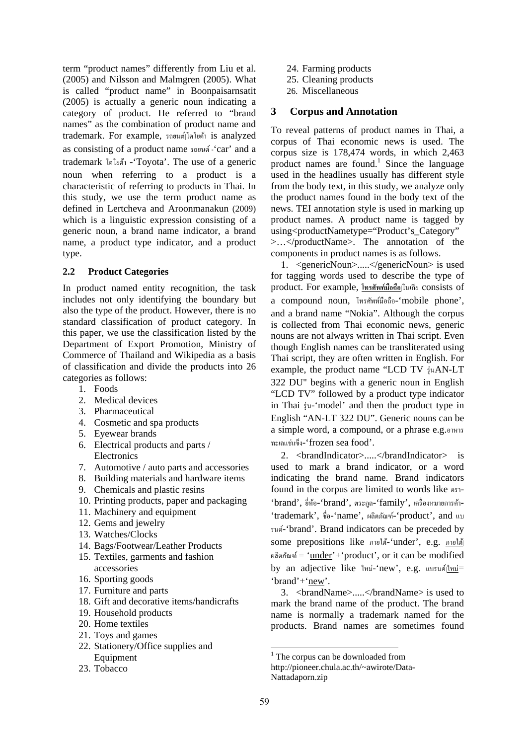term "product names" differently from Liu et al. (2005) and Nilsson and Malmgren (2005). What is called "product name" in Boonpaisarnsatit (2005) is actually a generic noun indicating a category of product. He referred to "brand names" as the combination of product name and trademark. For example, รถยนต์|โตโยต้า is analyzed as consisting of a product name รถยนต์ -'car' and a trademark โตโยต้า -'Toyota'. The use of a generic noun when referring to a product is a characteristic of referring to products in Thai. In this study, we use the term product name as defined in Lertcheva and Aroonmanakun (2009) which is a linguistic expression consisting of a generic noun, a brand name indicator, a brand name, a product type indicator, and a product type.

### 2.2 Product Categories

In product named entity recognition, the task includes not only identifying the boundary but also the type of the product. However, there is no standard classification of product category. In this paper, we use the classification listed by the Department of Export Promotion, Ministry of Commerce of Thailand and Wikipedia as a basis of classification and divide the products into 26 categories as follows:

1. Foods
2. Medical devices
3. Pharmaceutical
4. Cosmetic and spa products
5. Eyewear brands
6. Electrical products and parts / Electronics
7. Automotive / auto parts and accessories
8. Building materials and hardware items
9. Chemicals and plastic resins
10. Printing products, paper and packaging
11. Machinery and equipment
12. Gems and jewelry
13. Watches/Clocks
14. Bags/Footwear/Leather Products
15. Textiles, garments and fashion accessories
16. Sporting goods
17. Furniture and parts
18. Gift and decorative items/handicrafts
19. Household products
20. Home textiles
21. Toys and games
22. Stationery/Office supplies and Equipment
23. Tobacco
24. Farming products
25. Cleaning products
26. Miscellaneous

## 3 Corpus and Annotation

To reveal patterns of product names in Thai, a corpus of Thai economic news is used. The corpus size is 178,474 words, in which 2,463 product names are found.[1] Since the language used in the headlines usually has different style from the body text, in this study, we analyze only the product names found in the body text of the news. TEI annotation style is used in marking up product names. A product name is tagged by using<productNametype="Product's_Category" >…</productName>. The annotation of the components in product names is as follows.

1. <genericNoun>.....</genericNoun> is used for tagging words used to describe the type of product. For example, **โทรศัพท์มือถือ**|โนเกีย consists of a compound noun, โทรศัพท์มือถือ-'mobile phone', and a brand name "Nokia". Although the corpus is collected from Thai economic news, generic nouns are not always written in Thai script. Even though English names can be transliterated using Thai script, they are often written in English. For example, the product name "LCD TV รุ่นAN-LT 322 DU" begins with a generic noun in English "LCD TV" followed by a product type indicator in Thai รุ่น-'model' and then the product type in English "AN-LT 322 DU". Generic nouns can be a simple word, a compound, or a phrase e.g.อาหารทะเลแช่แข็ง-'frozen sea food'.

2. <brandIndicator>.....</brandIndicator> is used to mark a brand indicator, or a word indicating the brand name. Brand indicators found in the corpus are limited to words like ตรา-'brand', ยี่ห้อ-'brand', ตระกูล-'family', เครื่องหมายการค้า-'trademark', ชื่อ-'name', ผลิตภัณฑ์-'product', and แบรนด์-'brand'. Brand indicators can be preceded by some prepositions like ภายใต้-'under', e.g. <u>ภายใต้</u>|ผลิตภัณฑ์ = '<u>under</u>'+'product', or it can be modified by an adjective like ใหม่-'new', e.g. แบรนด์|<u>ใหม่</u>= 'brand'+'<u>new</u>'.

3. <brandName>.....</brandName> is used to mark the brand name of the product. The brand name is normally a trademark named for the products. Brand names are sometimes found

[1] The corpus can be downloaded from http://pioneer.chula.ac.th/~awirote/Data-Nattadaporn.zip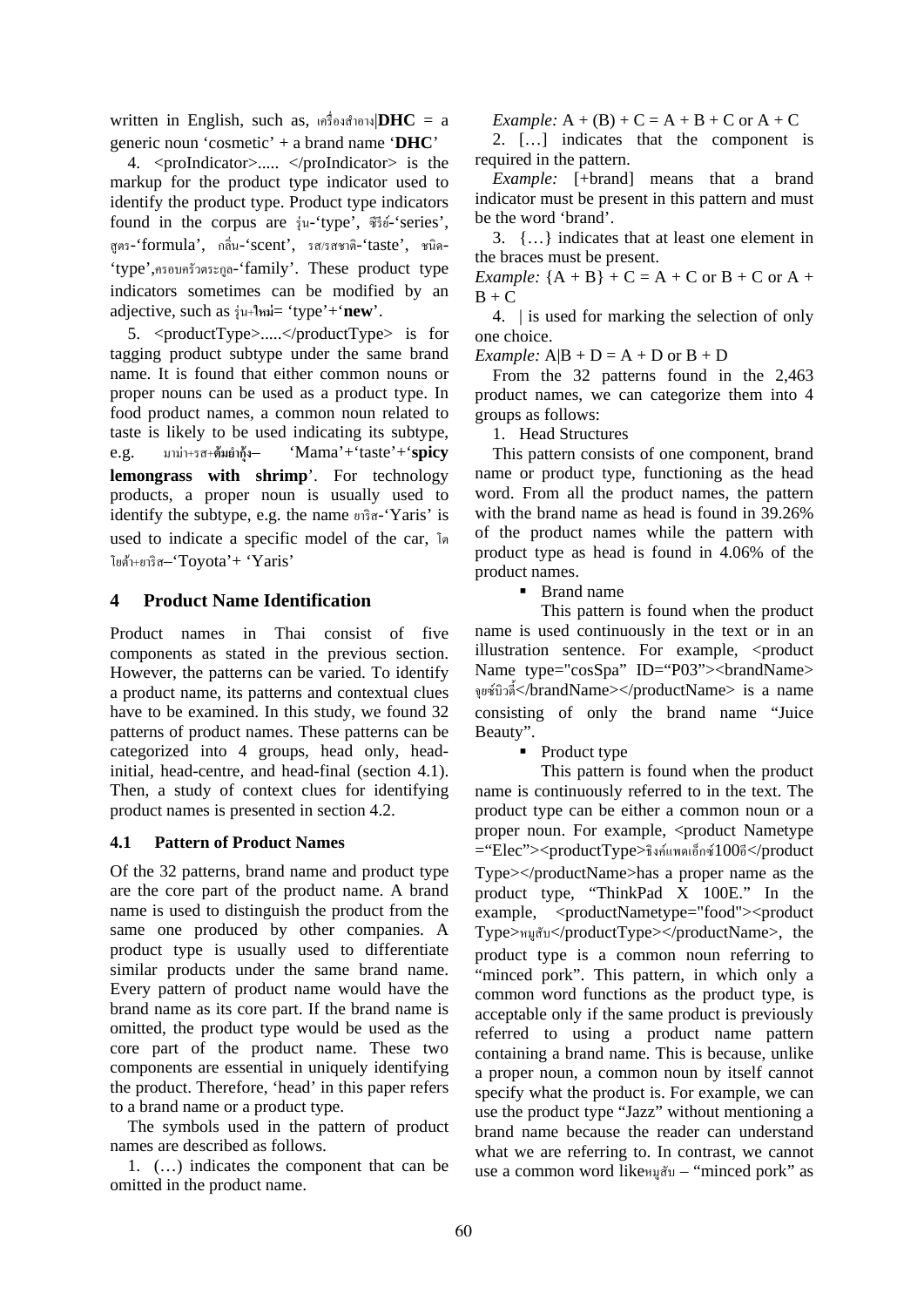written in English, such as, เครื่องสำอาง|**DHC** = a generic noun 'cosmetic' + a brand name '**DHC**'

4. <proIndicator>..... </proIndicator> is the markup for the product type indicator used to identify the product type. Product type indicators found in the corpus are รุ่น-'type', ซีรีย์-'series', สูตร-'formula', กลิ่น-'scent', รส/รสชาติ-'taste', ชนิด-'type',ครอบครัวตระกูล-'family'. These product type indicators sometimes can be modified by an adjective, such as รุ่น+**ใหม่**= 'type'+'**new**'.

5. <productType>.....</productType> is for tagging product subtype under the same brand name. It is found that either common nouns or proper nouns can be used as a product type. In food product names, a common noun related to taste is likely to be used indicating its subtype, e.g. มาม่า+รส+**ต้มยำกุ้ง**– 'Mama'+'taste'+'**spicy lemongrass with shrimp**'. For technology products, a proper noun is usually used to identify the subtype, e.g. the name ยาริส-'Yaris' is used to indicate a specific model of the car, โตโยต้า+ยาริส–'Toyota'+ 'Yaris'

## 4 Product Name Identification

Product names in Thai consist of five components as stated in the previous section. However, the patterns can be varied. To identify a product name, its patterns and contextual clues have to be examined. In this study, we found 32 patterns of product names. These patterns can be categorized into 4 groups, head only, head-initial, head-centre, and head-final (section 4.1). Then, a study of context clues for identifying product names is presented in section 4.2.

### 4.1 Pattern of Product Names

Of the 32 patterns, brand name and product type are the core part of the product name. A brand name is used to distinguish the product from the same one produced by other companies. A product type is usually used to differentiate similar products under the same brand name. Every pattern of product name would have the brand name as its core part. If the brand name is omitted, the product type would be used as the core part of the product name. These two components are essential in uniquely identifying the product. Therefore, 'head' in this paper refers to a brand name or a product type.

The symbols used in the pattern of product names are described as follows.

1. (…) indicates the component that can be omitted in the product name.

*Example:* A + (B) + C = A + B + C or A + C

2. […] indicates that the component is required in the pattern.

*Example:* [+brand] means that a brand indicator must be present in this pattern and must be the word 'brand'.

3. {…} indicates that at least one element in the braces must be present.

*Example:* {A + B} + C = A + C or B + C or A + B + C

4. | is used for marking the selection of only one choice.

*Example:* A|B + D = A + D or B + D

From the 32 patterns found in the 2,463 product names, we can categorize them into 4 groups as follows:

1. Head Structures

This pattern consists of one component, brand name or product type, functioning as the head word. From all the product names, the pattern with the brand name as head is found in 39.26% of the product names while the pattern with product type as head is found in 4.06% of the product names.

- Brand name

This pattern is found when the product name is used continuously in the text or in an illustration sentence. For example, <product Name type="cosSpa" ID="P03"><brandName> จูซ์บิวตี้</brandName></productName> is a name consisting of only the brand name "Juice Beauty".

- Product type

This pattern is found when the product name is continuously referred to in the text. The product type can be either a common noun or a proper noun. For example, <product Nametype ="Elec"><productType>ธิงค์แพดเอ็กซ์100อี</product Type></productName>has a proper name as the product type, "ThinkPad X 100E." In the example, <productNametype="food"><product Type>หมูสับ</productType></productName>, the product type is a common noun referring to "minced pork". This pattern, in which only a common word functions as the product type, is acceptable only if the same product is previously referred to using a product name pattern containing a brand name. This is because, unlike a proper noun, a common noun by itself cannot specify what the product is. For example, we can use the product type "Jazz" without mentioning a brand name because the reader can understand what we are referring to. In contrast, we cannot use a common word likeหมูสับ – "minced pork" as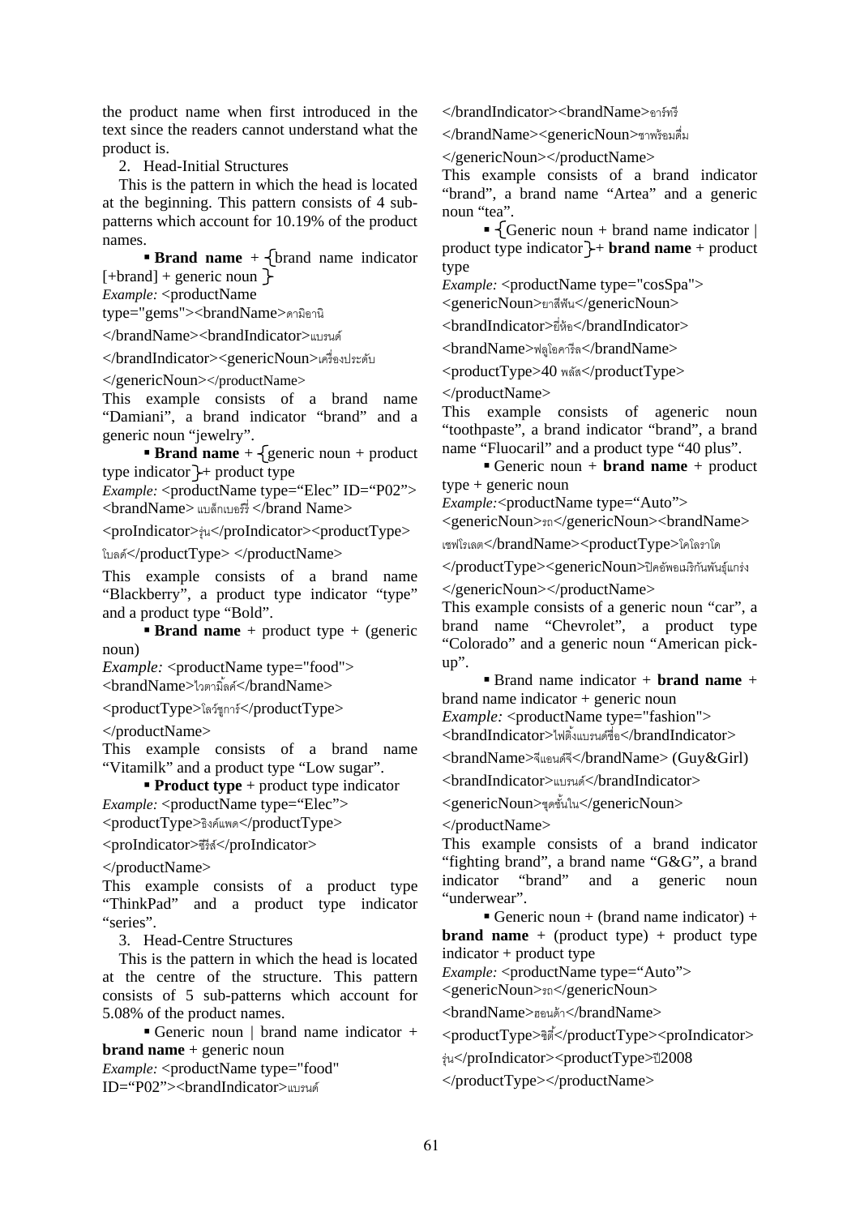the product name when first introduced in the text since the readers cannot understand what the product is.

2. Head-Initial Structures

This is the pattern in which the head is located at the beginning. This pattern consists of 4 sub-patterns which account for 10.19% of the product names.

- **Brand name** + {brand name indicator [+brand] + generic noun }

*Example:* <productName type="gems"><brandName>ดามิอานิ</brandName><brandIndicator>แบรนด์</brandIndicator><genericNoun>เครื่องประดับ</genericNoun></productName>

This example consists of a brand name "Damiani", a brand indicator "brand" and a generic noun "jewelry".

- **Brand name** + {generic noun + product type indicator}+ product type

*Example:* <productName type="Elec" ID="P02"><brandName> แบล็กเบอร์รี่ </brand Name><proIndicator>รุ่น</proIndicator><productType>โบลด์</productType> </productName>

This example consists of a brand name "Blackberry", a product type indicator "type" and a product type "Bold".

- **Brand name** + product type + (generic noun)

*Example:* <productName type="food"><brandName>ไวตามิ้ลค์</brandName><productType>โลว์ชูการ์</productType></productName>

This example consists of a brand name "Vitamilk" and a product type "Low sugar".

- **Product type** + product type indicator

*Example:* <productName type="Elec"><productType>ธิงค์แพด</productType><proIndicator>ซีรีส์</proIndicator></productName>

This example consists of a product type "ThinkPad" and a product type indicator "series".

3. Head-Centre Structures

This is the pattern in which the head is located at the centre of the structure. This pattern consists of 5 sub-patterns which account for 5.08% of the product names.

- Generic noun | brand name indicator + **brand name** + generic noun

*Example:* <productName type="food" ID="P02"><brandIndicator>แบรนด์</brandIndicator><brandName>อาร์ที</brandName><genericNoun>ชาพร้อมดื่ม</genericNoun></productName>

This example consists of a brand indicator "brand", a brand name "Artea" and a generic noun "tea".

- {Generic noun + brand name indicator | product type indicator}+ **brand name** + product type

*Example:* <productName type="cosSpa"><genericNoun>ยาสีฟัน</genericNoun><brandIndicator>ยี่ห้อ</brandIndicator><brandName>ฟลูโอคารีล</brandName><productType>40 พลัส</productType></productName>

This example consists of ageneric noun "toothpaste", a brand indicator "brand", a brand name "Fluocaril" and a product type "40 plus".

- Generic noun + **brand name** + product type + generic noun

*Example:*<productName type="Auto"><genericNoun>รถ</genericNoun><brandName>เชฟโรเลต</brandName><productType>โคโลราโด</productType><genericNoun>ปิคอัพอเมริกันพันธุ์แกร่ง</genericNoun></productName>

This example consists of a generic noun "car", a brand name "Chevrolet", a product type "Colorado" and a generic noun "American pick-up".

- Brand name indicator + **brand name** + brand name indicator + generic noun

*Example:* <productName type="fashion"><brandIndicator>ไฟติ้งแบรนด์ชื่อ</brandIndicator><brandName>จีแอนด์จี</brandName> (Guy&Girl)<brandIndicator>แบรนด์</brandIndicator><genericNoun>ชุดชั้นใน</genericNoun></productName>

This example consists of a brand indicator "fighting brand", a brand name "G&G", a brand indicator "brand" and a generic noun "underwear".

- Generic noun + (brand name indicator) + **brand name** + (product type) + product type indicator + product type

*Example:* <productName type="Auto"><genericNoun>รถ</genericNoun><brandName>ฮอนด้า</brandName><productType>ซิตี้</productType><proIndicator>รุ่น</proIndicator><productType>ปี2008</productType></productName>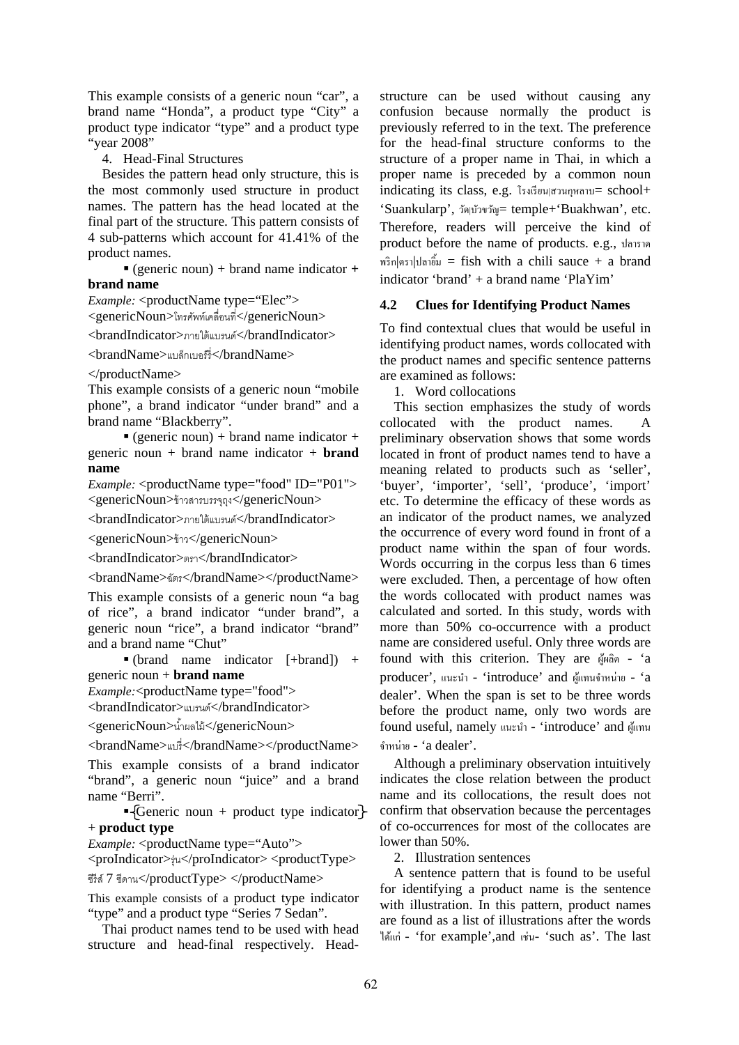This example consists of a generic noun "car", a brand name "Honda", a product type "City" a product type indicator "type" and a product type "year 2008"

4. Head-Final Structures

Besides the pattern head only structure, this is the most commonly used structure in product names. The pattern has the head located at the final part of the structure. This pattern consists of 4 sub-patterns which account for 41.41% of the product names.

▪ (generic noun) + brand name indicator + **brand name**

*Example:* <productName type="Elec">
<genericNoun>โทรศัพท์เคลื่อนที่</genericNoun>
<brandIndicator>ภายใต้แบรนด์</brandIndicator>
<brandName>แบล็กเบอร์รี่</brandName>
</productName>

This example consists of a generic noun "mobile phone", a brand indicator "under brand" and a brand name "Blackberry".

▪ (generic noun) + brand name indicator + generic noun + brand name indicator + **brand name**

*Example:* <productName type="food" ID="P01">
<genericNoun>ข้าวสารบรรจุถุง</genericNoun>
<brandIndicator>ภายใต้แบรนด์</brandIndicator>
<genericNoun>ข้าว</genericNoun>
<brandIndicator>ตรา</brandIndicator>
<brandName>ฉัตร</brandName></productName>

This example consists of a generic noun "a bag of rice", a brand indicator "under brand", a generic noun "rice", a brand indicator "brand" and a brand name "Chut"

▪ (brand name indicator [+brand]) + generic noun + **brand name**

*Example:*<productName type="food">
<brandIndicator>แบรนด์</brandIndicator>
<genericNoun>น้ำผลไม้</genericNoun>
<brandName>แบร์รี่</brandName></productName>

This example consists of a brand indicator "brand", a generic noun "juice" and a brand name "Berri".

▪ {Generic noun + product type indicator} + **product type**

*Example:* <productName type="Auto">
<proIndicator>รุ่น</proIndicator> <productType>
ซีรีส์ 7 ซีดาน</productType> </productName>

This example consists of a product type indicator "type" and a product type "Series 7 Sedan".

Thai product names tend to be used with head structure and head-final respectively. Head-structure can be used without causing any confusion because normally the product is previously referred to in the text. The preference for the head-final structure conforms to the structure of a proper name in Thai, in which a proper name is preceded by a common noun indicating its class, e.g. โรงเรียน|สวนกุหลาบ= school+ 'Suankularp', วัด|บัวขวัญ= temple+'Buakhwan', etc. Therefore, readers will perceive the kind of product before the name of products. e.g., ปลาราดพริก|ตรา|ปลายิ้ม = fish with a chili sauce + a brand indicator 'brand' + a brand name 'PlaYim'

### 4.2 Clues for Identifying Product Names

To find contextual clues that would be useful in identifying product names, words collocated with the product names and specific sentence patterns are examined as follows:

1. Word collocations

This section emphasizes the study of words collocated with the product names. A preliminary observation shows that some words located in front of product names tend to have a meaning related to products such as 'seller', 'buyer', 'importer', 'sell', 'produce', 'import' etc. To determine the efficacy of these words as an indicator of the product names, we analyzed the occurrence of every word found in front of a product name within the span of four words. Words occurring in the corpus less than 6 times were excluded. Then, a percentage of how often the words collocated with product names was calculated and sorted. In this study, words with more than 50% co-occurrence with a product name are considered useful. Only three words are found with this criterion. They are ผู้ผลิต - 'a producer', แนะนำ - 'introduce' and ผู้แทนจำหน่าย - 'a dealer'. When the span is set to be three words before the product name, only two words are found useful, namely แนะนำ - 'introduce' and ผู้แทนจำหน่าย - 'a dealer'.

Although a preliminary observation intuitively indicates the close relation between the product name and its collocations, the result does not confirm that observation because the percentages of co-occurrences for most of the collocates are lower than 50%.

2. Illustration sentences

A sentence pattern that is found to be useful for identifying a product name is the sentence with illustration. In this pattern, product names are found as a list of illustrations after the words ได้แก่ - 'for example',and เช่น- 'such as'. The last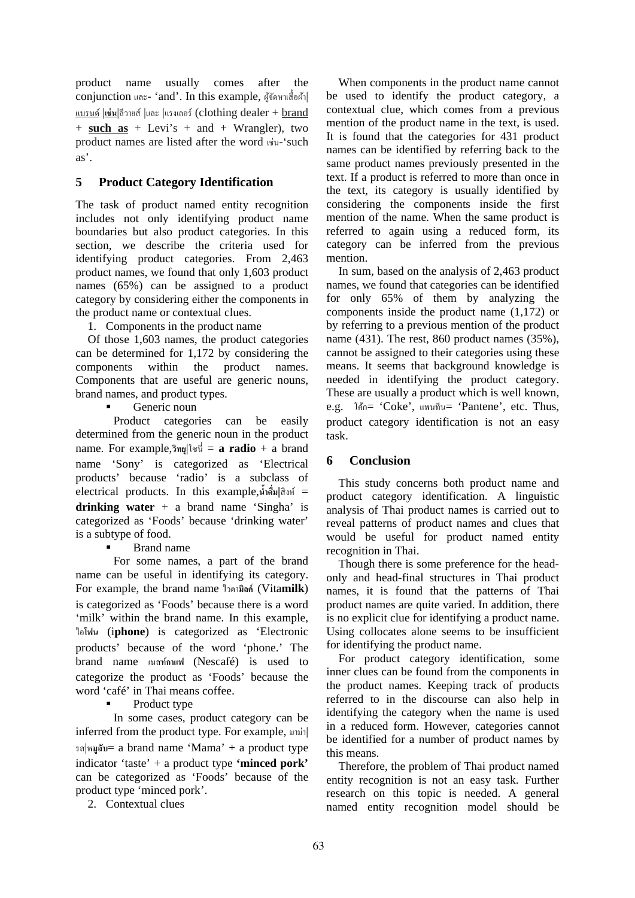product name usually comes after the conjunction และ- 'and'. In this example, ผู้จัดหาเสื้อผ้า|แบรนด์ |**เช่น**|ลีวายส์ |และ |แรงเลอร์ (clothing dealer + brand + **such as** + Levi's + and + Wrangler), two product names are listed after the word เช่น-'such as'.

## 5 Product Category Identification

The task of product named entity recognition includes not only identifying product name boundaries but also product categories. In this section, we describe the criteria used for identifying product categories. From 2,463 product names, we found that only 1,603 product names (65%) can be assigned to a product category by considering either the components in the product name or contextual clues.

1. Components in the product name

Of those 1,603 names, the product categories can be determined for 1,172 by considering the components within the product names. Components that are useful are generic nouns, brand names, and product types.

- Generic noun

Product categories can be easily determined from the generic noun in the product name. For example, **วิทยุ**|โซนี่ = **a radio** + a brand name 'Sony' is categorized as 'Electrical products' because 'radio' is a subclass of electrical products. In this example, **น้ำดื่ม**|สิงห์ = **drinking water** + a brand name 'Singha' is categorized as 'Foods' because 'drinking water' is a subtype of food.

- Brand name

For some names, a part of the brand name can be useful in identifying its category. For example, the brand name ไวตา**มิลค์** (Vita**milk**) is categorized as 'Foods' because there is a word 'milk' within the brand name. In this example, ไอ**โฟน** (i**phone**) is categorized as 'Electronic products' because of the word 'phone.' The brand name เนสท์**กาแฟ** (Nescafé) is used to categorize the product as 'Foods' because the word 'café' in Thai means coffee.

- Product type

In some cases, product category can be inferred from the product type. For example, มาม่า|รส|**หมูสับ**= a brand name 'Mama' + a product type indicator 'taste' + a product type **'minced pork'** can be categorized as 'Foods' because of the product type 'minced pork'.

2. Contextual clues

When components in the product name cannot be used to identify the product category, a contextual clue, which comes from a previous mention of the product name in the text, is used. It is found that the categories for 431 product names can be identified by referring back to the same product names previously presented in the text. If a product is referred to more than once in the text, its category is usually identified by considering the components inside the first mention of the name. When the same product is referred to again using a reduced form, its category can be inferred from the previous mention.

In sum, based on the analysis of 2,463 product names, we found that categories can be identified for only 65% of them by analyzing the components inside the product name (1,172) or by referring to a previous mention of the product name (431). The rest, 860 product names (35%), cannot be assigned to their categories using these means. It seems that background knowledge is needed in identifying the product category. These are usually a product which is well known, e.g. โค้ก= 'Coke', แพนทีน= 'Pantene', etc. Thus, product category identification is not an easy task.

## 6 Conclusion

This study concerns both product name and product category identification. A linguistic analysis of Thai product names is carried out to reveal patterns of product names and clues that would be useful for product named entity recognition in Thai.

Though there is some preference for the head-only and head-final structures in Thai product names, it is found that the patterns of Thai product names are quite varied. In addition, there is no explicit clue for identifying a product name. Using collocates alone seems to be insufficient for identifying the product name.

For product category identification, some inner clues can be found from the components in the product names. Keeping track of products referred to in the discourse can also help in identifying the category when the name is used in a reduced form. However, categories cannot be identified for a number of product names by this means.

Therefore, the problem of Thai product named entity recognition is not an easy task. Further research on this topic is needed. A general named entity recognition model should be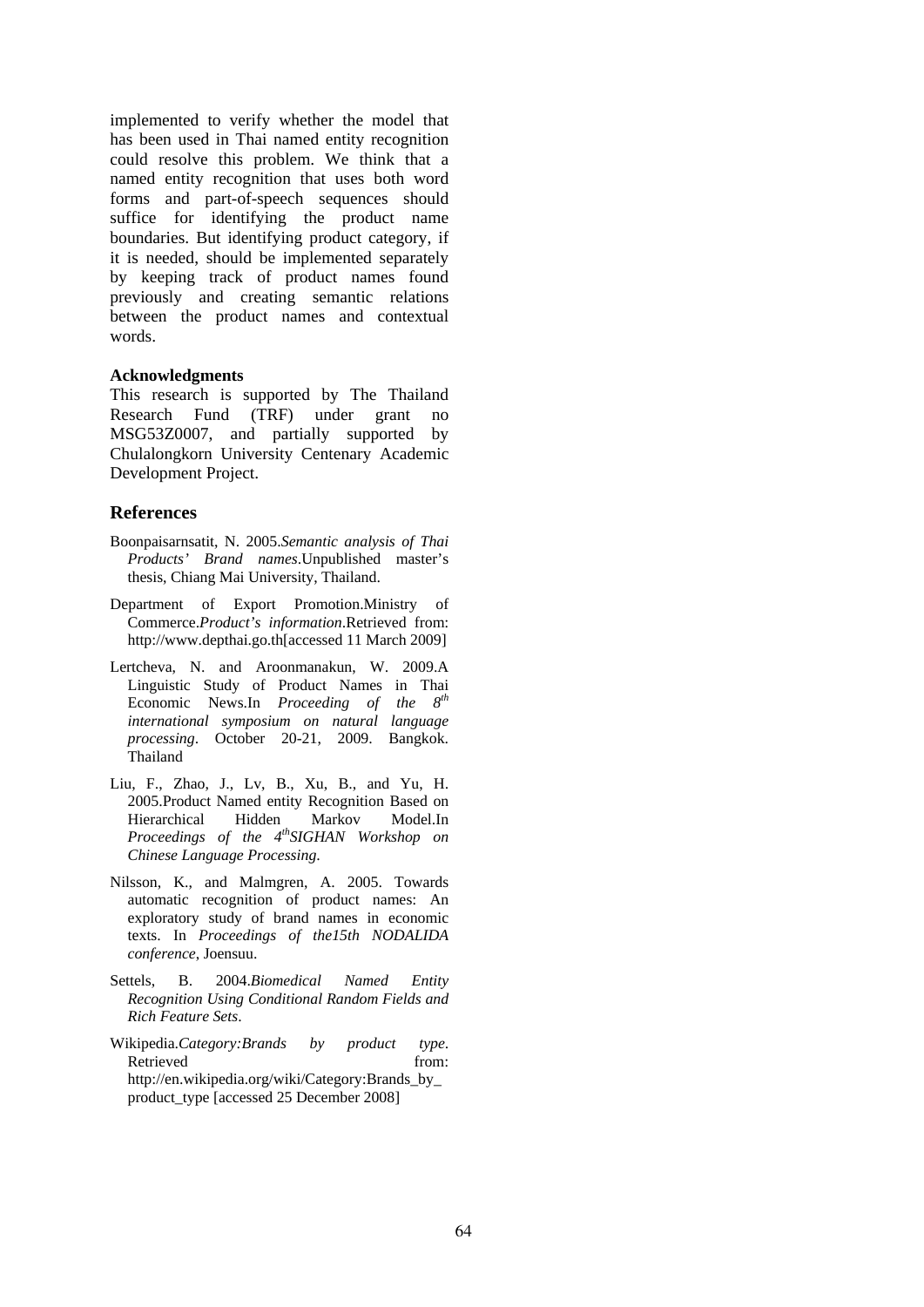implemented to verify whether the model that has been used in Thai named entity recognition could resolve this problem. We think that a named entity recognition that uses both word forms and part-of-speech sequences should suffice for identifying the product name boundaries. But identifying product category, if it is needed, should be implemented separately by keeping track of product names found previously and creating semantic relations between the product names and contextual words.

**Acknowledgments**

This research is supported by The Thailand Research Fund (TRF) under grant no MSG53Z0007, and partially supported by Chulalongkorn University Centenary Academic Development Project.

## References

Boonpaisarnsatit, N. 2005.*Semantic analysis of Thai Products' Brand names*.Unpublished master's thesis, Chiang Mai University, Thailand.

Department of Export Promotion.Ministry of Commerce.*Product's information*.Retrieved from: http://www.depthai.go.th[accessed 11 March 2009]

Lertcheva, N. and Aroonmanakun, W. 2009.A Linguistic Study of Product Names in Thai Economic News.In *Proceeding of the 8th international symposium on natural language processing*. October 20-21, 2009. Bangkok. Thailand

Liu, F., Zhao, J., Lv, B., Xu, B., and Yu, H. 2005.Product Named entity Recognition Based on Hierarchical Hidden Markov Model.In *Proceedings of the 4thSIGHAN Workshop on Chinese Language Processing*.

Nilsson, K., and Malmgren, A. 2005. Towards automatic recognition of product names: An exploratory study of brand names in economic texts. In *Proceedings of the15th NODALIDA conference*, Joensuu.

Settels, B. 2004.*Biomedical Named Entity Recognition Using Conditional Random Fields and Rich Feature Sets*.

Wikipedia.*Category:Brands by product type*. Retrieved from: http://en.wikipedia.org/wiki/Category:Brands_by_product_type [accessed 25 December 2008]